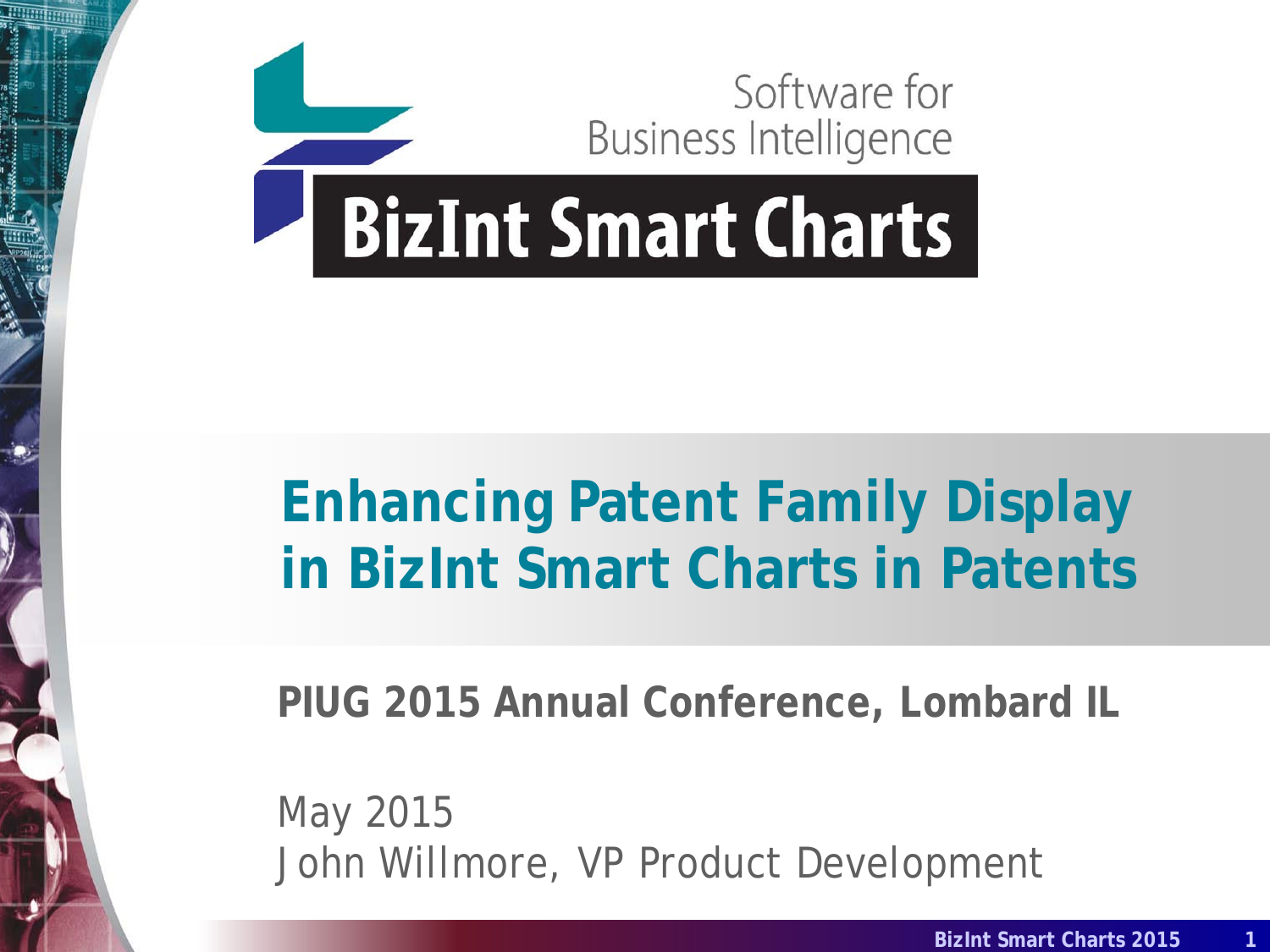Software for Business Intelligence

**BizInt Smart Charts**

# Enhancing Patent Family Display in BizInt Smart Charts in Patents

**PIUG 2015 Annual Conference, Lombard IL**

May 2015

John Willmore, VP Product Development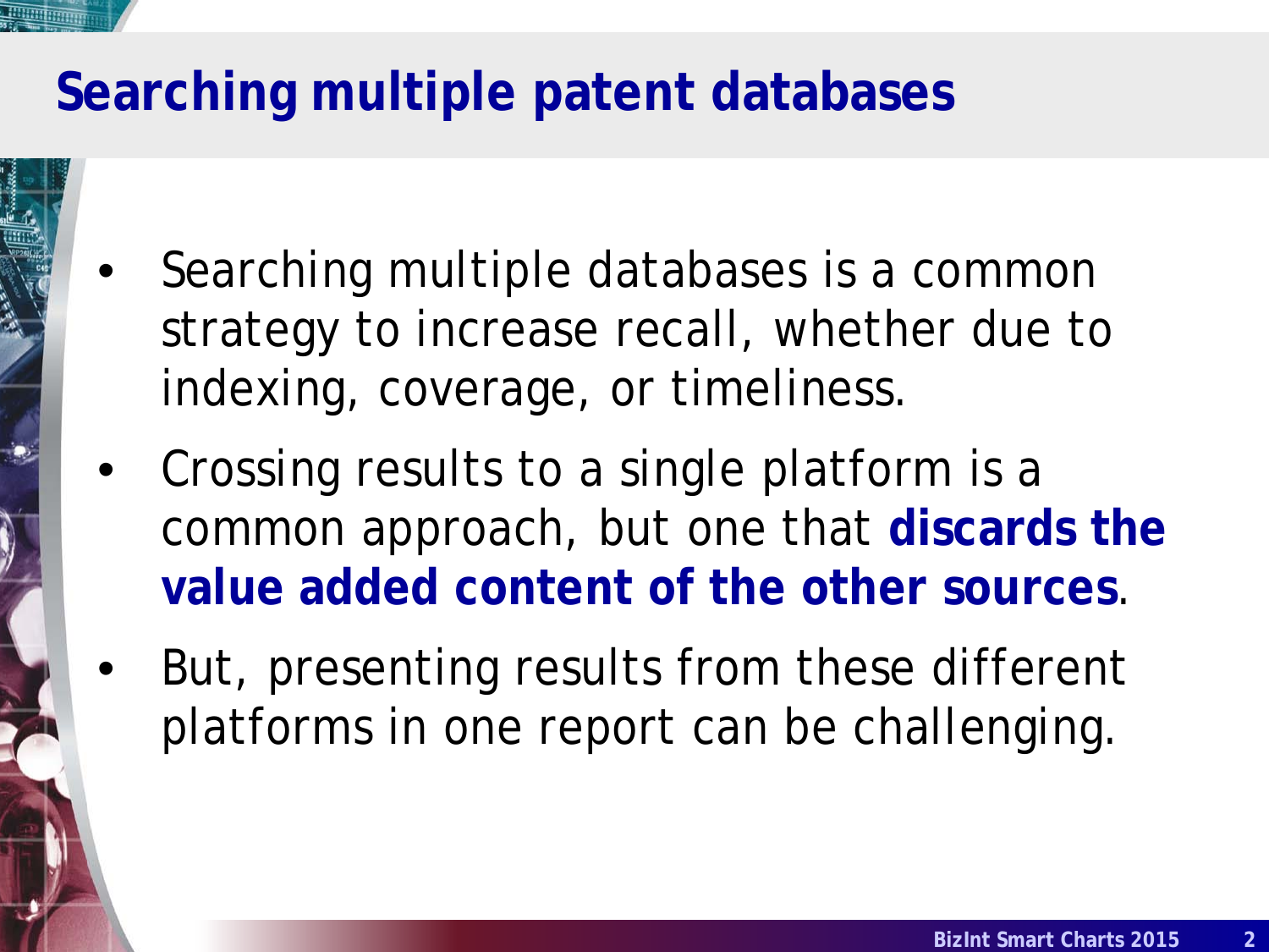# Searching multiple patent databases

- Searching multiple databases is a common strategy to increase recall, whether due to indexing, coverage, or timeliness.
- Crossing results to a single platform is a common approach, but one that **discards the value added content of the other sources**.
- But, presenting results from these different platforms in one report can be challenging.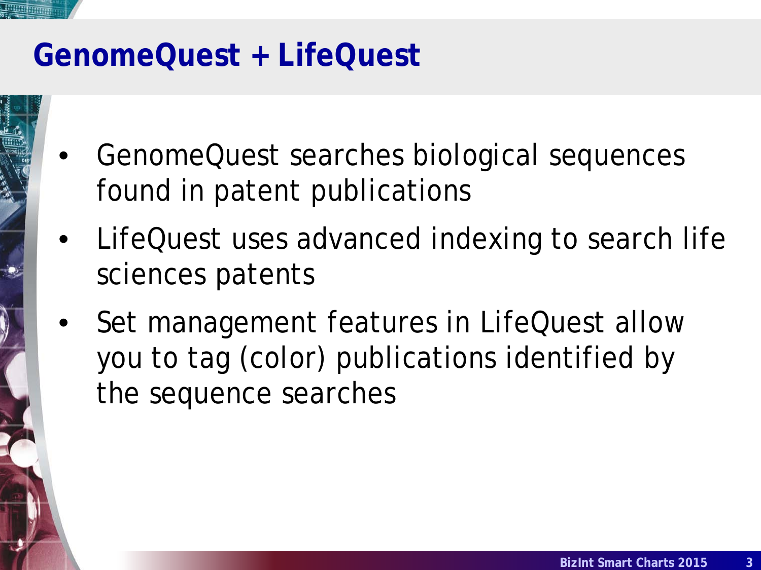# GenomeQuest + LifeQuest

- GenomeQuest searches biological sequences found in patent publications
- LifeQuest uses advanced indexing to search life sciences patents
- Set management features in LifeQuest allow you to tag (color) publications identified by the sequence searches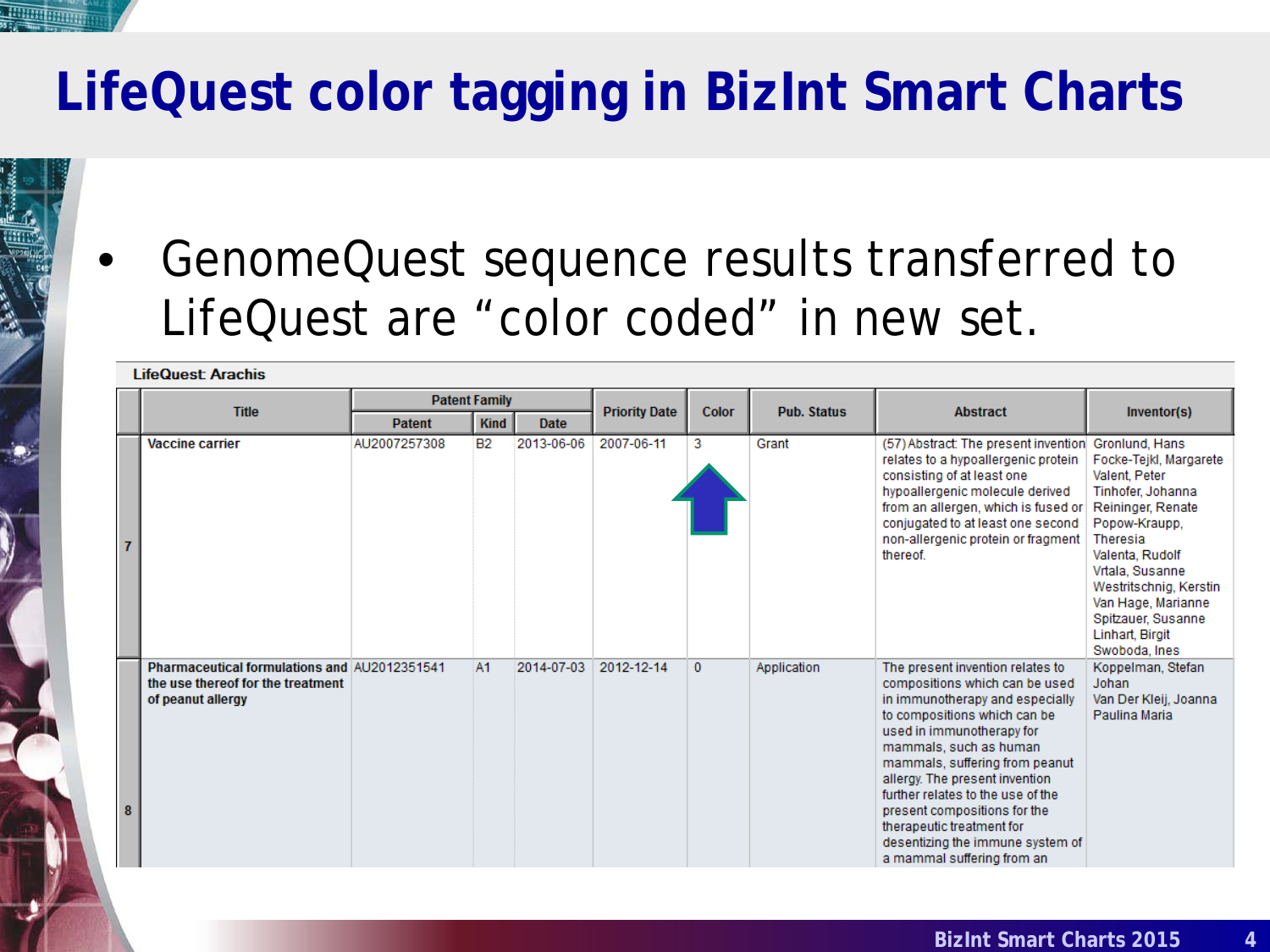# LifeQuest color tagging in BizInt Smart Charts

- GenomeQuest sequence results transferred to LifeQuest are "color coded" in new set.

**LifeQuest: Arachis**

| | Title | Patent Family | | | Priority Date | Color | Pub. Status | Abstract | Inventor(s) |
|---|---|---|---|---|---|---|---|---|---|
| | | Patent | Kind | Date | | | | | |
| 7 | **Vaccine carrier** | AU2007257308 | B2 | 2013-06-06 | 2007-06-11 | 3 | Grant | (57) Abstract: The present invention relates to a hypoallergenic protein consisting of at least one hypoallergenic molecule derived from an allergen, which is fused or conjugated to at least one second non-allergenic protein or fragment thereof. | Gronlund, Hans Focke-Tejkl, Margarete Valent, Peter Tinhofer, Johanna Reininger, Renate Popow-Kraupp, Theresia Valenta, Rudolf Vrtala, Susanne Westritschnig, Kerstin Van Hage, Marianne Spitzauer, Susanne Linhart, Birgit Swoboda, Ines |
| 8 | **Pharmaceutical formulations and the use thereof for the treatment of peanut allergy** | AU2012351541 | A1 | 2014-07-03 | 2012-12-14 | 0 | Application | The present invention relates to compositions which can be used in immunotherapy and especially to compositions which can be used in immunotherapy for mammals, such as human mammals, suffering from peanut allergy. The present invention further relates to the use of the present compositions for the therapeutic treatment for desentizing the immune system of a mammal suffering from an | Koppelman, Stefan Johan Van Der Kleij, Joanna Paulina Maria |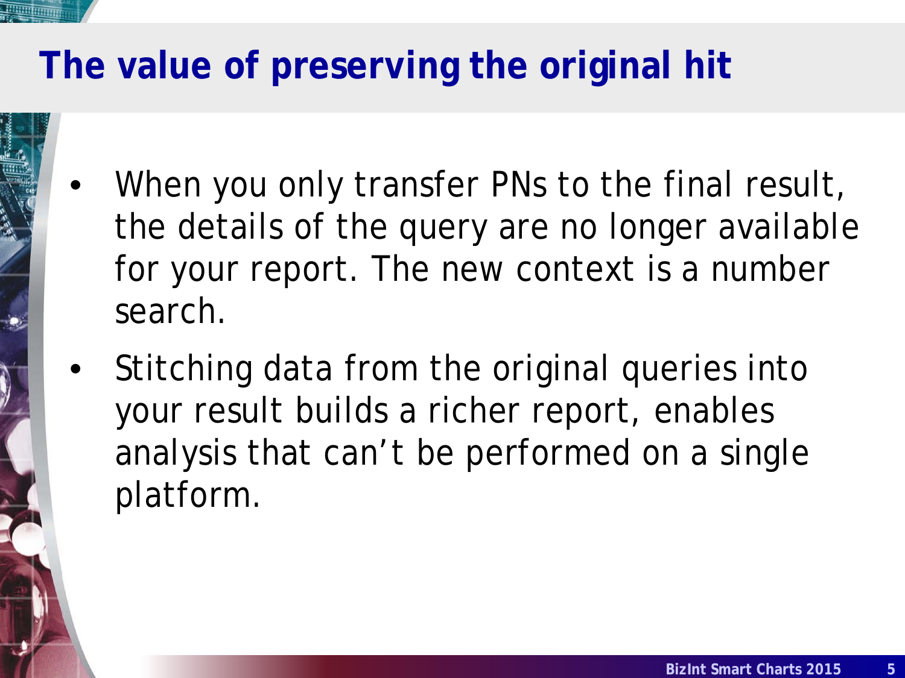# The value of preserving the original hit

- When you only transfer PNs to the final result, the details of the query are no longer available for your report. The new context is a number search.
- Stitching data from the original queries into your result builds a richer report, enables analysis that can’t be performed on a single platform.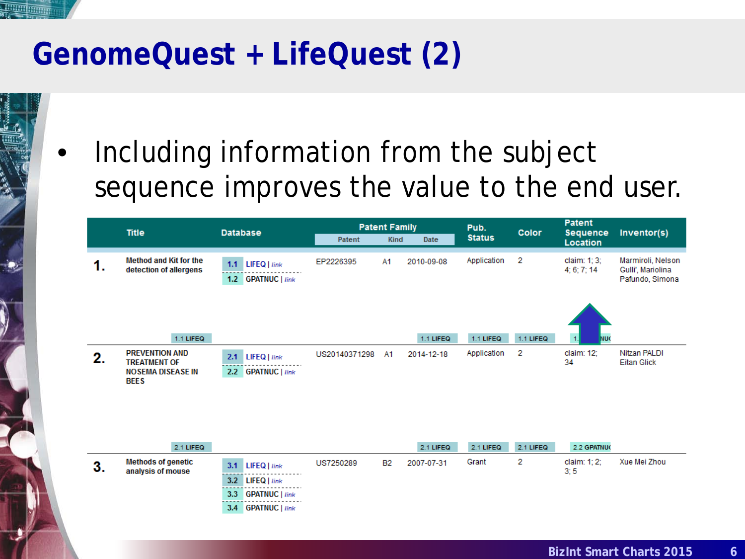# GenomeQuest + LifeQuest (2)

- Including information from the subject sequence improves the value to the end user.

| | Title | Database | Patent Family | | | Pub. Status | Color | Patent Sequence Location | Inventor(s) |
|---|---|---|---|---|---|---|---|---|---|
| | | | Patent | Kind | Date | | | | |
| 1. | Method and Kit for the detection of allergens | 1.1 LIFEQ \| link<br>1.2 GPATNUC \| link | EP2226395 | A1 | 2010-09-08 | Application | 2 | claim: 1; 3; 4; 6; 7; 14 | Marmiroli, Nelson<br>Gulli', Mariolina<br>Pafundo, Simona |
| | 1.1 LIFEQ | | | | 1.1 LIFEQ | 1.1 LIFEQ | 1.1 LIFEQ | 1.…NU( | |
| 2. | PREVENTION AND TREATMENT OF NOSEMA DISEASE IN BEES | 2.1 LIFEQ \| link<br>2.2 GPATNUC \| link | US20140371298 | A1 | 2014-12-18 | Application | 2 | claim: 12; 34 | Nitzan PALDI<br>Eitan Glick |
| | 2.1 LIFEQ | | | | 2.1 LIFEQ | 2.1 LIFEQ | 2.1 LIFEQ | 2.2 GPATNU( | |
| 3. | Methods of genetic analysis of mouse | 3.1 LIFEQ \| link<br>3.2 LIFEQ \| link<br>3.3 GPATNUC \| link<br>3.4 GPATNUC \| link | US7250289 | B2 | 2007-07-31 | Grant | 2 | claim: 1; 2; 3; 5 | Xue Mei Zhou |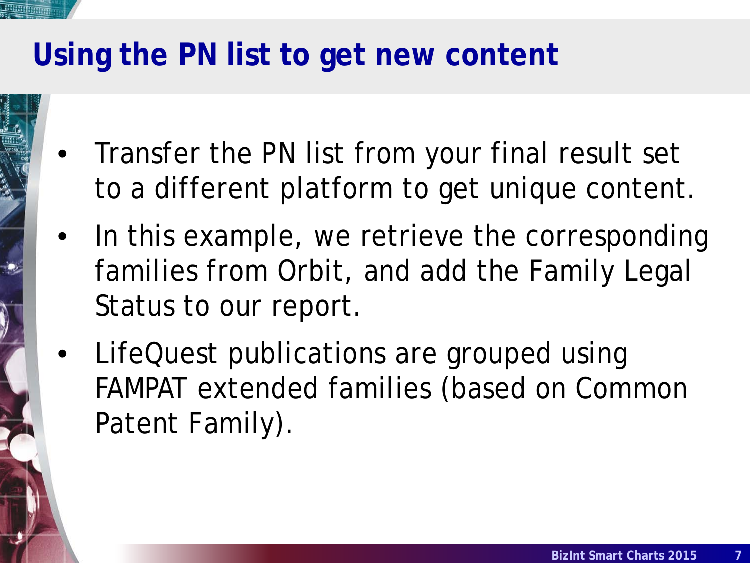# Using the PN list to get new content

- Transfer the PN list from your final result set to a different platform to get unique content.
- In this example, we retrieve the corresponding families from Orbit, and add the Family Legal Status to our report.
- LifeQuest publications are grouped using FAMPAT extended families (based on Common Patent Family).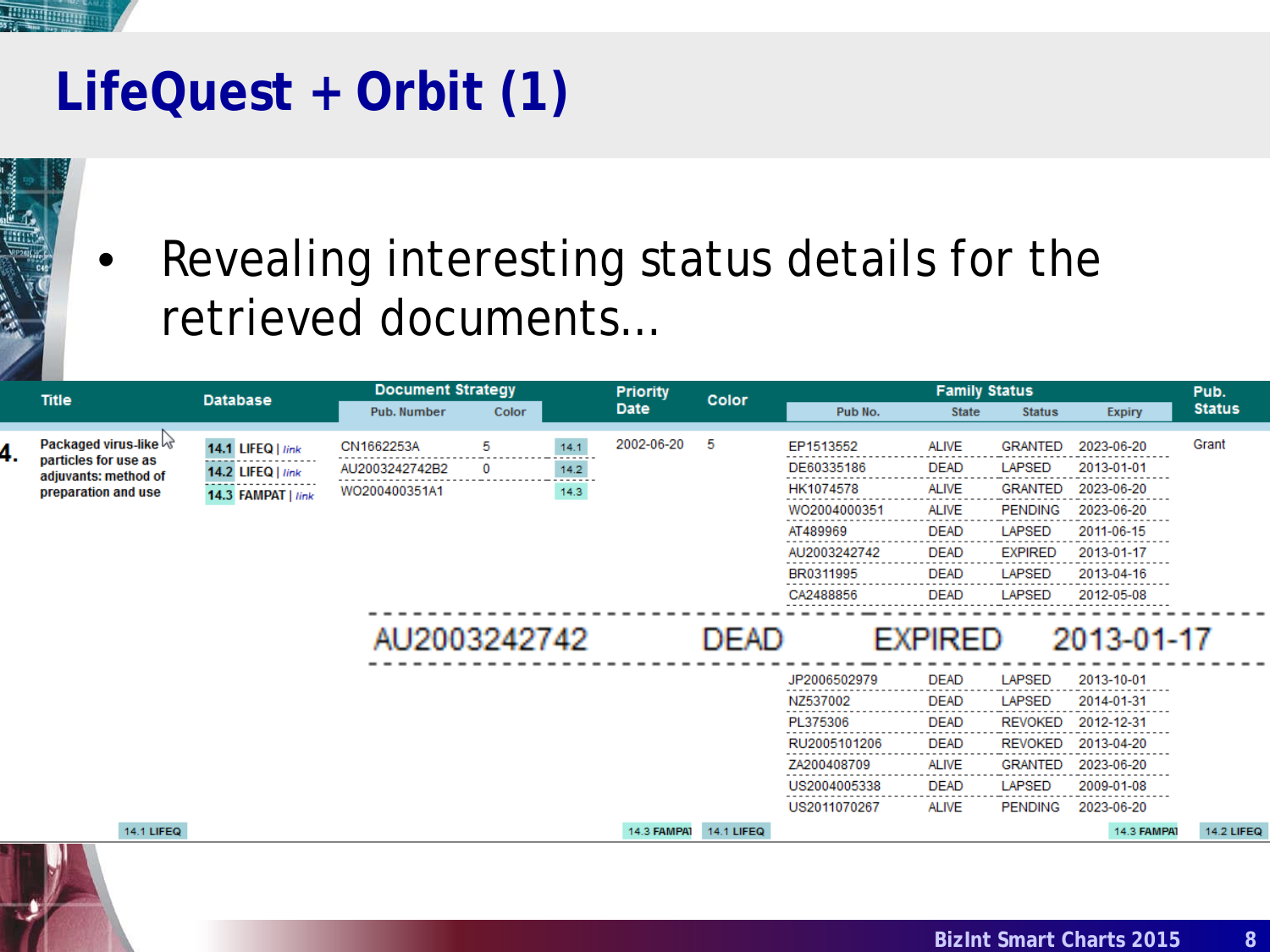# LifeQuest + Orbit (1)

- Revealing interesting status details for the retrieved documents…

| | Title | Database | Document Strategy | | | Priority Date | Color | Family Status | | | | Pub. Status |
|---|---|---|---|---|---|---|---|---|---|---|---|---|
| | | | Pub. Number | Color | | | | Pub No. | State | Status | Expiry | |
| 4. | Packaged virus-like particles for use as adjuvants: method of preparation and use | 14.1 LIFEQ \| link | CN1662253A | 5 | 14.1 | 2002-06-20 | 5 | EP1513552 | ALIVE | GRANTED | 2023-06-20 | Grant |
| | | 14.2 LIFEQ \| link | AU2003242742B2 | 0 | 14.2 | | | DE60335186 | DEAD | LAPSED | 2013-01-01 | |
| | | 14.3 FAMPAT \| link | WO200400351A1 | | 14.3 | | | HK1074578 | ALIVE | GRANTED | 2023-06-20 | |
| | | | | | | | | WO2004000351 | ALIVE | PENDING | 2023-06-20 | |
| | | | | | | | | AT489969 | DEAD | LAPSED | 2011-06-15 | |
| | | | | | | | | AU2003242742 | DEAD | EXPIRED | 2013-01-17 | |
| | | | | | | | | BR0311995 | DEAD | LAPSED | 2013-04-16 | |
| | | | | | | | | CA2488856 | DEAD | LAPSED | 2012-05-08 | |
| | | | | | | | | JP2006502979 | DEAD | LAPSED | 2013-10-01 | |
| | | | | | | | | NZ537002 | DEAD | LAPSED | 2014-01-31 | |
| | | | | | | | | PL375306 | DEAD | REVOKED | 2012-12-31 | |
| | | | | | | | | RU2005101206 | DEAD | REVOKED | 2013-04-20 | |
| | | | | | | | | ZA200408709 | ALIVE | GRANTED | 2023-06-20 | |
| | | | | | | | | US2004005338 | DEAD | LAPSED | 2009-01-08 | |
| | | | | | | | | US2011070267 | ALIVE | PENDING | 2023-06-20 | |
| | 14.1 LIFEQ | | | | | 14.3 FAMPAT | 14.1 LIFEQ | | | | 14.3 FAMPAT | 14.2 LIFEQ |

AU2003242742 DEAD EXPIRED 2013-01-17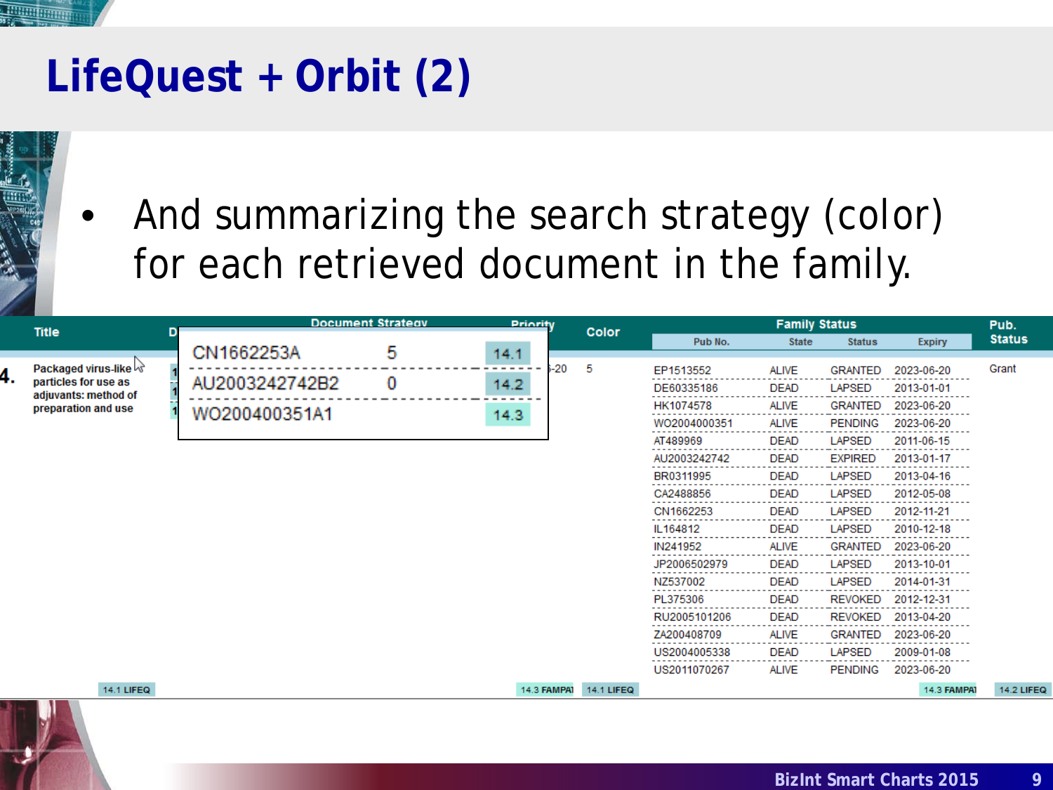# LifeQuest + Orbit (2)

- And summarizing the search strategy (color) for each retrieved document in the family.

| Title | D | Document Strategy | | | Priority | Color | Family Status | | | | Pub. Status |
|---|---|---|---|---|---|---|---|---|---|---|---|
| | | | | | | | Pub No. | State | Status | Expiry | |
| 4. Packaged virus-like particles for use as adjuvants: method of preparation and use | 1 | CN1662253A | 5 | 14.1 | -20 | 5 | EP1513552 | ALIVE | GRANTED | 2023-06-20 | Grant |
| | 1 | AU2003242742B2 | 0 | 14.2 | | | DE60335186 | DEAD | LAPSED | 2013-01-01 | |
| | 1 | WO200400351A1 | | 14.3 | | | HK1074578 | ALIVE | GRANTED | 2023-06-20 | |
| | | | | | | | WO2004000351 | ALIVE | PENDING | 2023-06-20 | |
| | | | | | | | AT489969 | DEAD | LAPSED | 2011-06-15 | |
| | | | | | | | AU2003242742 | DEAD | EXPIRED | 2013-01-17 | |
| | | | | | | | BR0311995 | DEAD | LAPSED | 2013-04-16 | |
| | | | | | | | CA2488856 | DEAD | LAPSED | 2012-05-08 | |
| | | | | | | | CN1662253 | DEAD | LAPSED | 2012-11-21 | |
| | | | | | | | IL164812 | DEAD | LAPSED | 2010-12-18 | |
| | | | | | | | IN241952 | ALIVE | GRANTED | 2023-06-20 | |
| | | | | | | | JP2006502979 | DEAD | LAPSED | 2013-10-01 | |
| | | | | | | | NZ537002 | DEAD | LAPSED | 2014-01-31 | |
| | | | | | | | PL375306 | DEAD | REVOKED | 2012-12-31 | |
| | | | | | | | RU2005101206 | DEAD | REVOKED | 2013-04-20 | |
| | | | | | | | ZA200408709 | ALIVE | GRANTED | 2023-06-20 | |
| | | | | | | | US2004005338 | DEAD | LAPSED | 2009-01-08 | |
| | | | | | | | US2011070267 | ALIVE | PENDING | 2023-06-20 | |
| 14.1 LIFEQ | | | | | 14.3 FAMPAT | 14.1 LIFEQ | | | | 14.3 FAMPAT | 14.2 LIFEQ |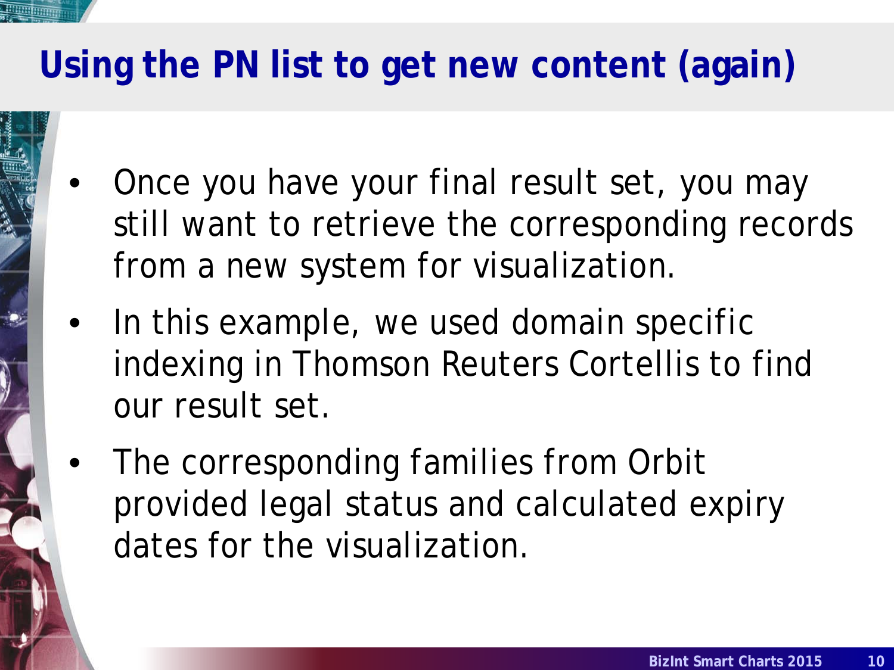# Using the PN list to get new content (again)

- Once you have your final result set, you may still want to retrieve the corresponding records from a new system for visualization.
- In this example, we used domain specific indexing in Thomson Reuters Cortellis to find our result set.
- The corresponding families from Orbit provided legal status and calculated expiry dates for the visualization.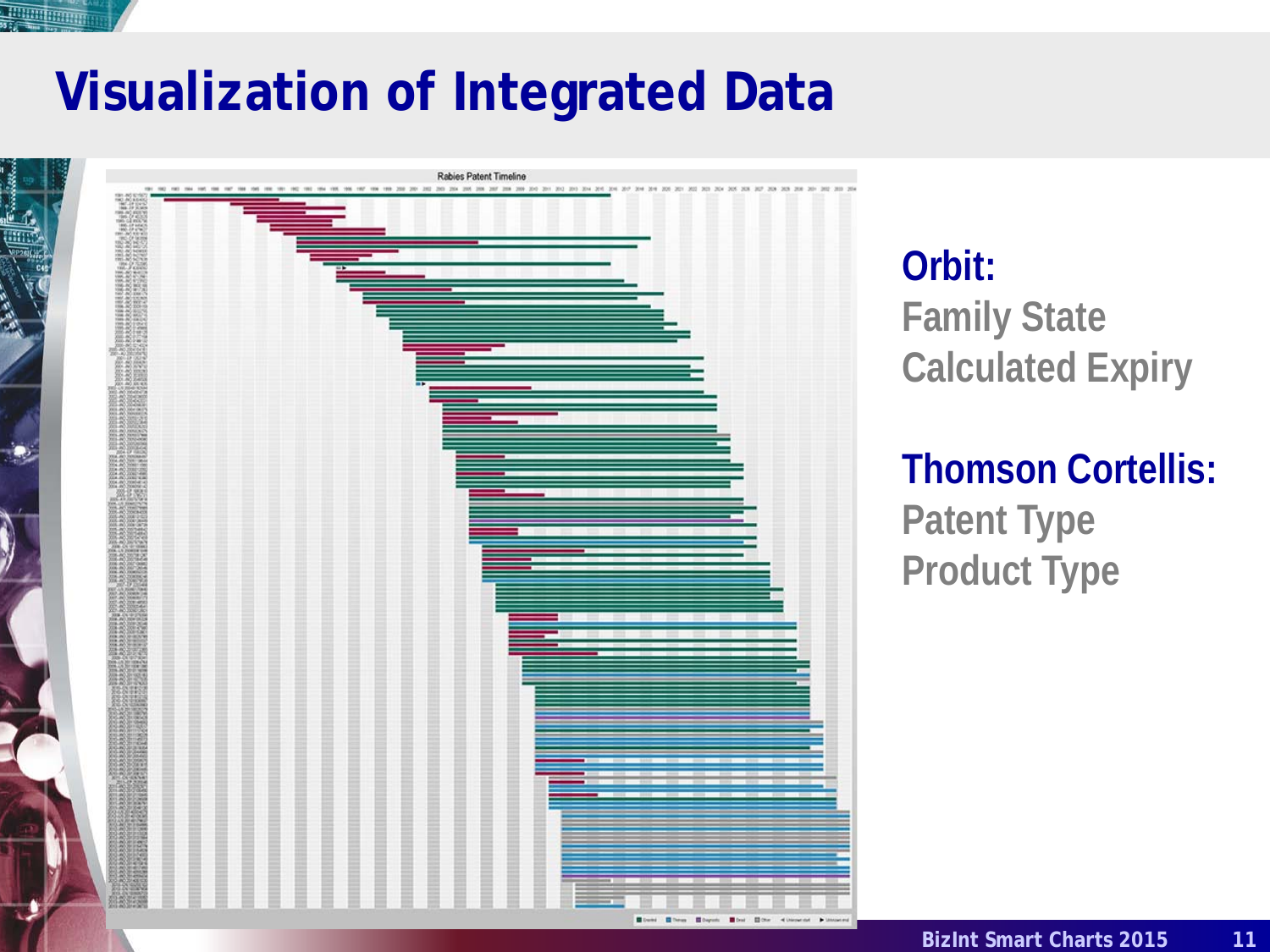# Visualization of Integrated Data

**Orbit:**
Family State
Calculated Expiry

**Thomson Cortellis:**
Patent Type
Product Type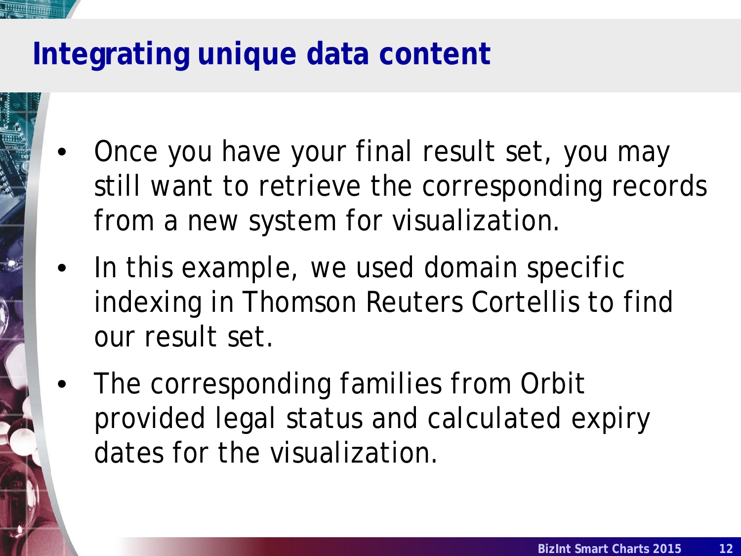# Integrating unique data content

- Once you have your final result set, you may still want to retrieve the corresponding records from a new system for visualization.
- In this example, we used domain specific indexing in Thomson Reuters Cortellis to find our result set.
- The corresponding families from Orbit provided legal status and calculated expiry dates for the visualization.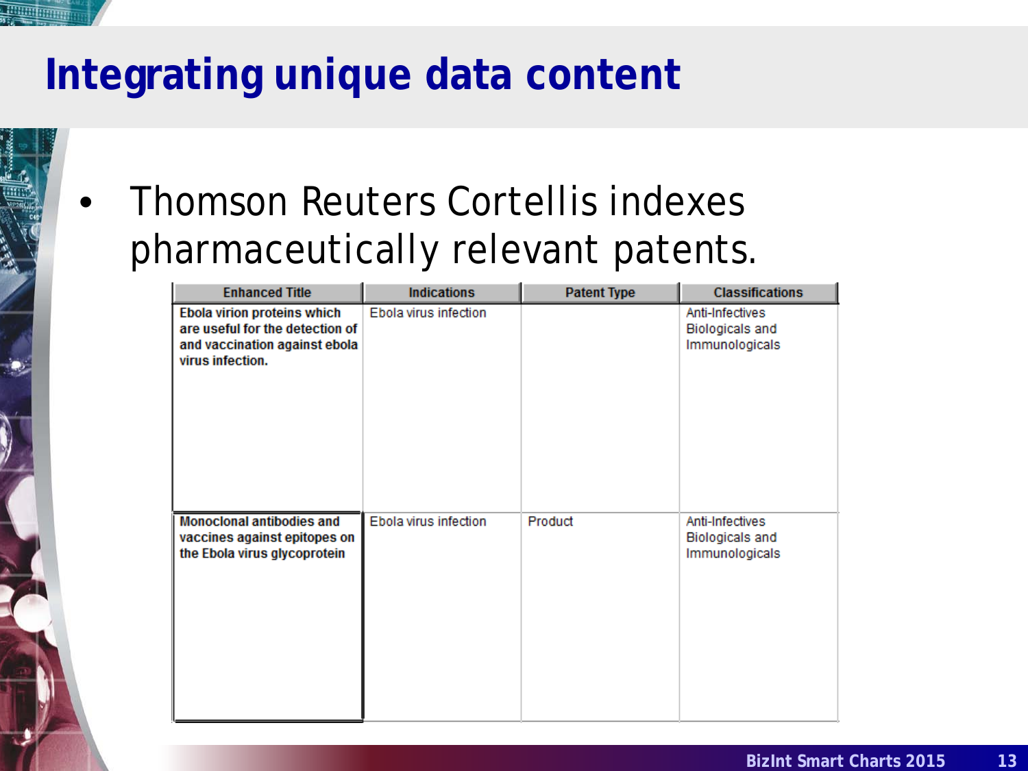# Integrating unique data content

- Thomson Reuters Cortellis indexes pharmaceutically relevant patents.

| Enhanced Title | Indications | Patent Type | Classifications |
| --- | --- | --- | --- |
| **Ebola virion proteins which are useful for the detection of and vaccination against ebola virus infection.** | Ebola virus infection | | Anti-Infectives Biologicals and Immunologicals |
| **Monoclonal antibodies and vaccines against epitopes on the Ebola virus glycoprotein** | Ebola virus infection | Product | Anti-Infectives Biologicals and Immunologicals |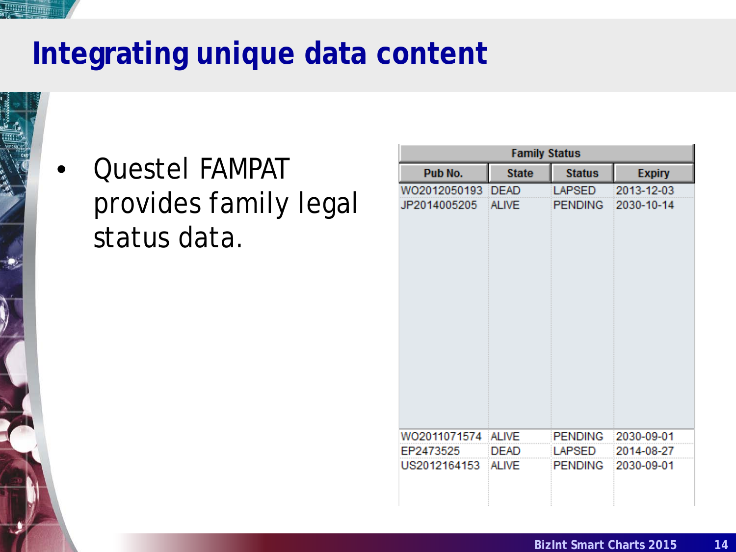# Integrating unique data content

- Questel FAMPAT provides family legal status data.

| Family Status | | | |
|---|---|---|---|
| **Pub No.** | **State** | **Status** | **Expiry** |
| WO2012050193 | DEAD | LAPSED | 2013-12-03 |
| JP2014005205 | ALIVE | PENDING | 2030-10-14 |
| WO2011071574 | ALIVE | PENDING | 2030-09-01 |
| EP2473525 | DEAD | LAPSED | 2014-08-27 |
| US2012164153 | ALIVE | PENDING | 2030-09-01 |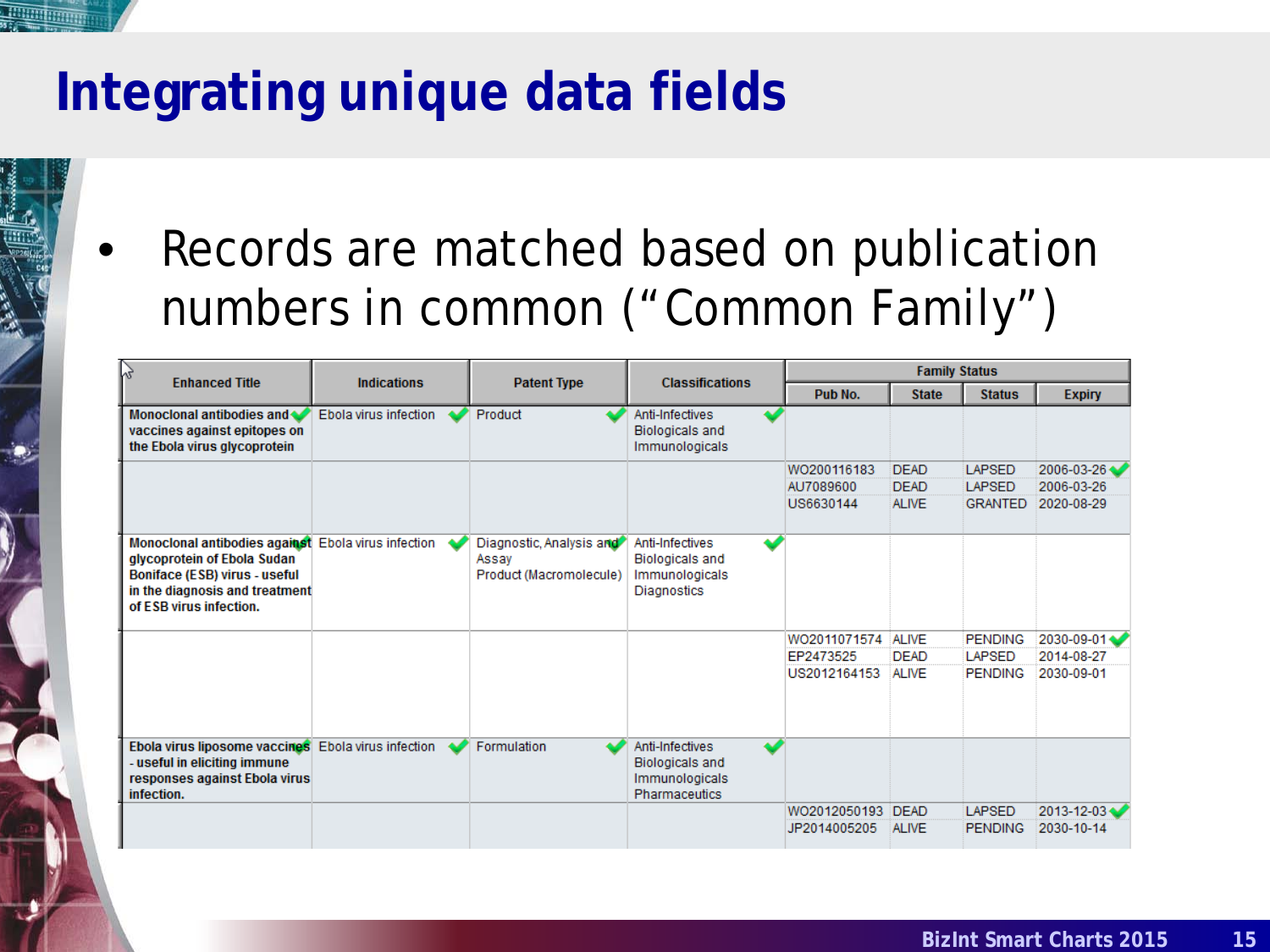# Integrating unique data fields

- Records are matched based on publication numbers in common (“Common Family”)

| Enhanced Title | Indications | Patent Type | Classifications | Family Status | | | |
|---|---|---|---|---|---|---|---|
| | | | | Pub No. | State | Status | Expiry |
| Monoclonal antibodies and vaccines against epitopes on the Ebola virus glycoprotein | Ebola virus infection | Product | Anti-Infectives<br>Biologicals and Immunologicals | | | | |
| | | | | WO200116183<br>AU7089600<br>US6630144 | DEAD<br>DEAD<br>ALIVE | LAPSED<br>LAPSED<br>GRANTED | 2006-03-26<br>2006-03-26<br>2020-08-29 |
| Monoclonal antibodies against glycoprotein of Ebola Sudan Boniface (ESB) virus - useful in the diagnosis and treatment of ESB virus infection. | Ebola virus infection | Diagnostic, Analysis and Assay<br>Product (Macromolecule) | Anti-Infectives<br>Biologicals and Immunologicals<br>Diagnostics | | | | |
| | | | | WO2011071574<br>EP2473525<br>US2012164153 | ALIVE<br>DEAD<br>ALIVE | PENDING<br>LAPSED<br>PENDING | 2030-09-01<br>2014-08-27<br>2030-09-01 |
| Ebola virus liposome vaccines - useful in eliciting immune responses against Ebola virus infection. | Ebola virus infection | Formulation | Anti-Infectives<br>Biologicals and Immunologicals<br>Pharmaceutics | | | | |
| | | | | WO2012050193<br>JP2014005205 | DEAD<br>ALIVE | LAPSED<br>PENDING | 2013-12-03<br>2030-10-14 |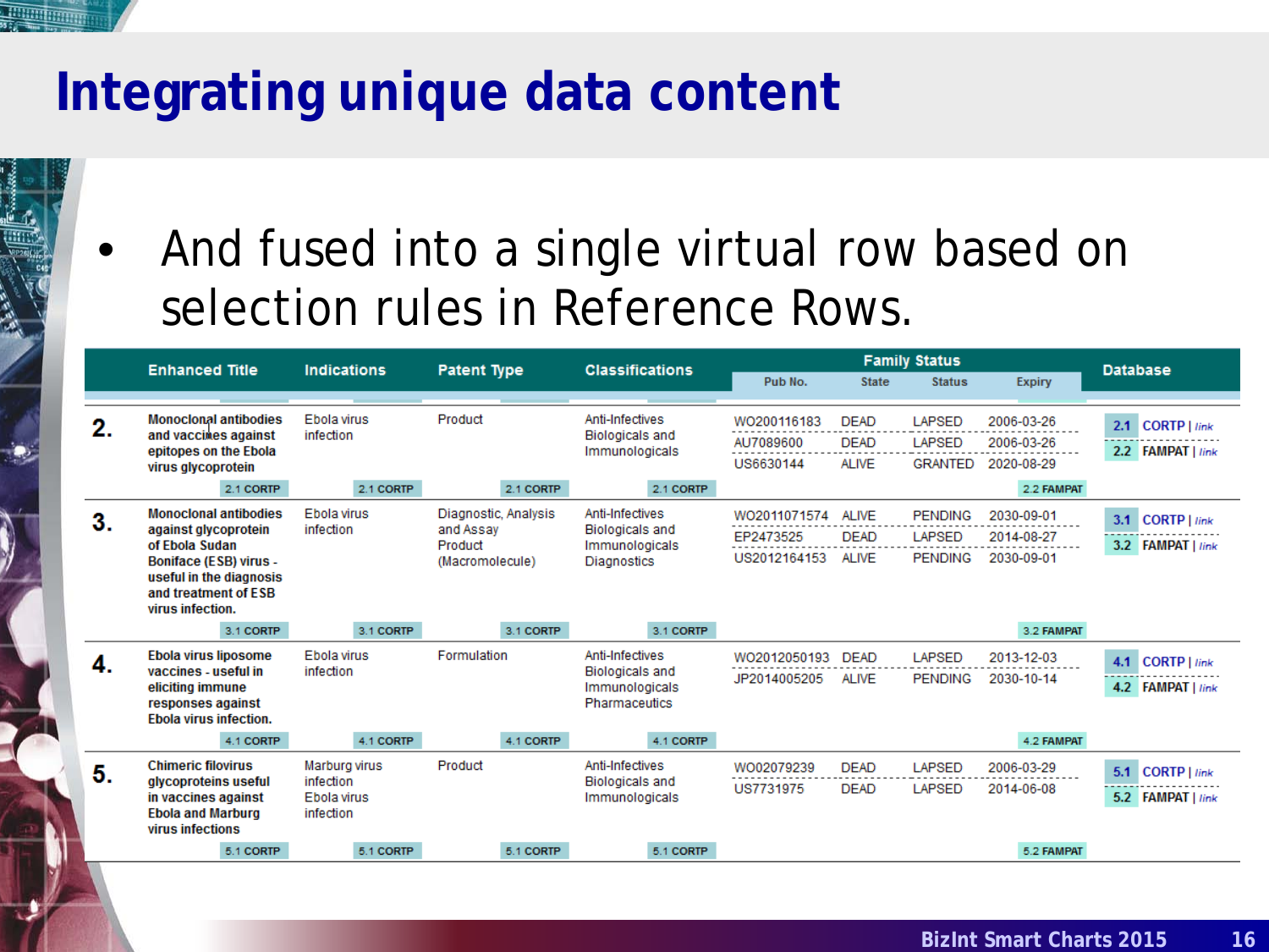# Integrating unique data content

- And fused into a single virtual row based on selection rules in Reference Rows.

| | Enhanced Title | Indications | Patent Type | Classifications | Family Status | | | | Database |
|---|---|---|---|---|---|---|---|---|---|
| | | | | | Pub No. | State | Status | Expiry | |
| 2. | Monoclonal antibodies and vaccines against epitopes on the Ebola virus glycoprotein<br>2.1 CORTP | Ebola virus infection<br>2.1 CORTP | Product<br>2.1 CORTP | Anti-Infectives<br>Biologicals and Immunologicals<br>2.1 CORTP | WO200116183<br>AU7089600<br>US6630144 | DEAD<br>DEAD<br>ALIVE | LAPSED<br>LAPSED<br>GRANTED | 2006-03-26<br>2006-03-26<br>2020-08-29<br>2.2 FAMPAT | 2.1 CORTP \| link<br>2.2 FAMPAT \| link |
| 3. | Monoclonal antibodies against glycoprotein of Ebola Sudan Boniface (ESB) virus - useful in the diagnosis and treatment of ESB virus infection.<br>3.1 CORTP | Ebola virus infection<br>3.1 CORTP | Diagnostic, Analysis and Assay<br>Product (Macromolecule)<br>3.1 CORTP | Anti-Infectives<br>Biologicals and Immunologicals<br>Diagnostics<br>3.1 CORTP | WO2011071574<br>EP2473525<br>US2012164153 | ALIVE<br>DEAD<br>ALIVE | PENDING<br>LAPSED<br>PENDING | 2030-09-01<br>2014-08-27<br>2030-09-01<br>3.2 FAMPAT | 3.1 CORTP \| link<br>3.2 FAMPAT \| link |
| 4. | Ebola virus liposome vaccines - useful in eliciting immune responses against Ebola virus infection.<br>4.1 CORTP | Ebola virus infection<br>4.1 CORTP | Formulation<br>4.1 CORTP | Anti-Infectives<br>Biologicals and Immunologicals<br>Pharmaceutics<br>4.1 CORTP | WO2012050193<br>JP2014005205 | DEAD<br>ALIVE | LAPSED<br>PENDING | 2013-12-03<br>2030-10-14<br>4.2 FAMPAT | 4.1 CORTP \| link<br>4.2 FAMPAT \| link |
| 5. | Chimeric filovirus glycoproteins useful in vaccines against Ebola and Marburg virus infections<br>5.1 CORTP | Marburg virus infection<br>Ebola virus infection<br>5.1 CORTP | Product<br>5.1 CORTP | Anti-Infectives<br>Biologicals and Immunologicals<br>5.1 CORTP | WO02079239<br>US7731975 | DEAD<br>DEAD | LAPSED<br>LAPSED | 2006-03-29<br>2014-06-08<br>5.2 FAMPAT | 5.1 CORTP \| link<br>5.2 FAMPAT \| link |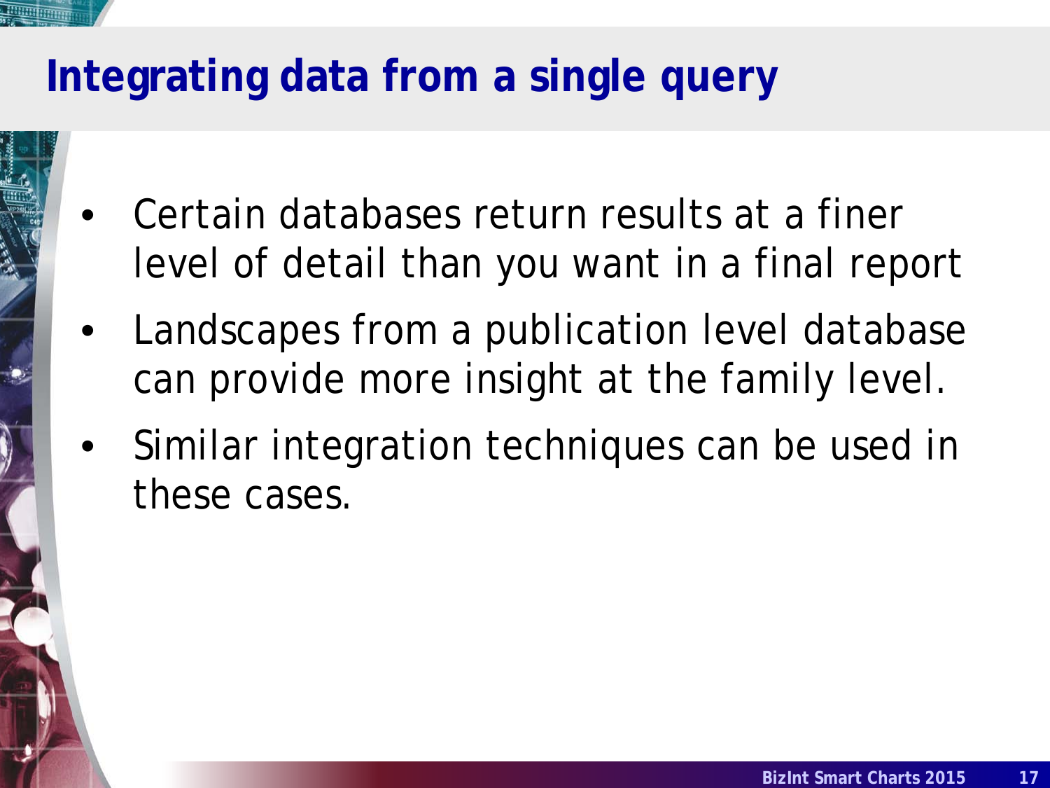# Integrating data from a single query

- Certain databases return results at a finer level of detail than you want in a final report
- Landscapes from a publication level database can provide more insight at the family level.
- Similar integration techniques can be used in these cases.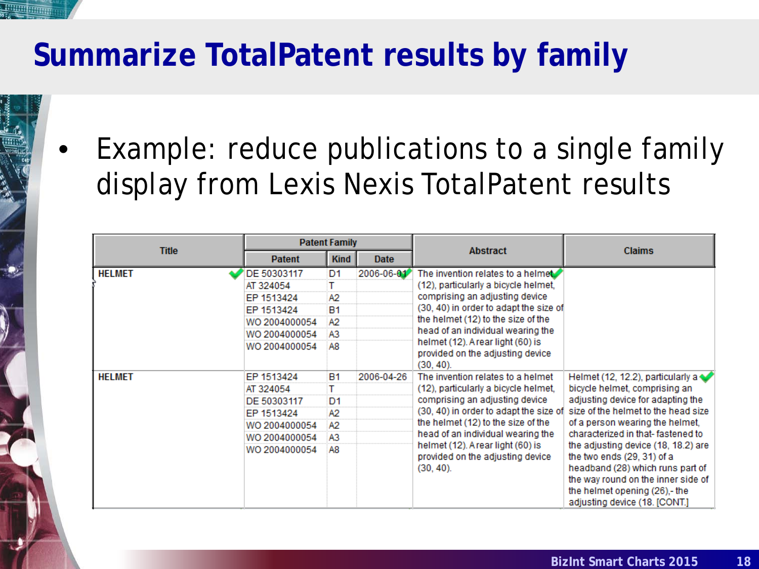# Summarize TotalPatent results by family

- Example: reduce publications to a single family display from Lexis Nexis TotalPatent results

| Title | Patent Family | | | Abstract | Claims |
|---|---|---|---|---|---|
| | Patent | Kind | Date | | |
| HELMET | DE 50303117<br>AT 324054<br>EP 1513424<br>EP 1513424<br>WO 2004000054<br>WO 2004000054<br>WO 2004000054 | D1<br>T<br>A2<br>B1<br>A2<br>A3<br>A8 | 2006-06-01 | The invention relates to a helmet (12), particularly a bicycle helmet, comprising an adjusting device (30, 40) in order to adapt the size of the helmet (12) to the size of the head of an individual wearing the helmet (12). A rear light (60) is provided on the adjusting device (30, 40). | |
| HELMET | EP 1513424<br>AT 324054<br>DE 50303117<br>EP 1513424<br>WO 2004000054<br>WO 2004000054<br>WO 2004000054 | B1<br>T<br>D1<br>A2<br>A2<br>A3<br>A8 | 2006-04-26 | The invention relates to a helmet (12), particularly a bicycle helmet, comprising an adjusting device (30, 40) in order to adapt the size of the helmet (12) to the size of the head of an individual wearing the helmet (12). A rear light (60) is provided on the adjusting device (30, 40). | Helmet (12, 12.2), particularly a bicycle helmet, comprising an adjusting device for adapting the size of the helmet to the head size of a person wearing the helmet, characterized in that- fastened to the adjusting device (18, 18.2) are the two ends (29, 31) of a headband (28) which runs part of the way round on the inner side of the helmet opening (26),- the adjusting device (18. [CONT.] |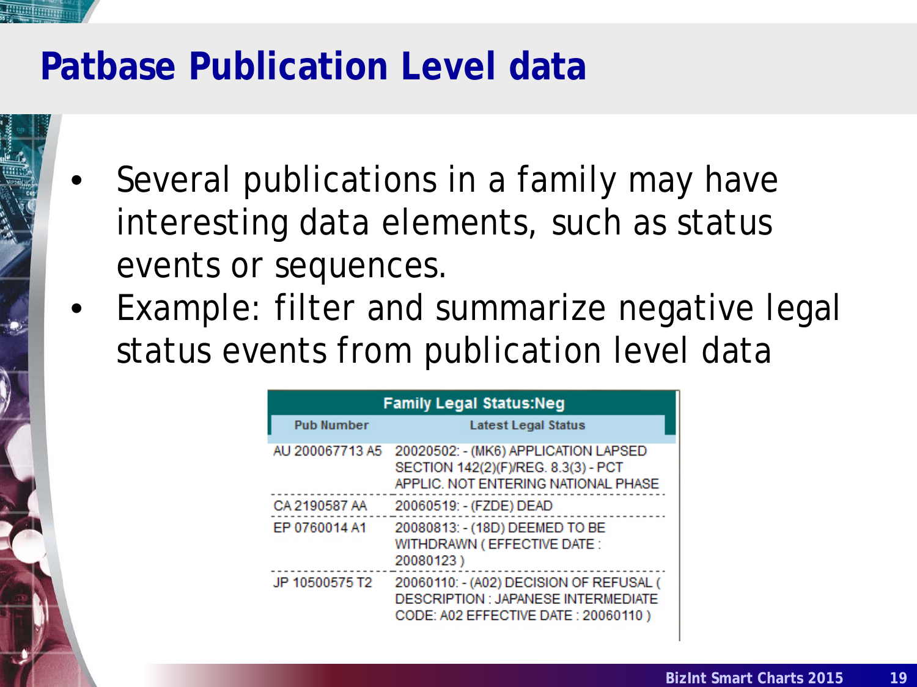# Patbase Publication Level data

- Several publications in a family may have interesting data elements, such as status events or sequences.
- Example: filter and summarize negative legal status events from publication level data

| Family Legal Status:Neg | |
| --- | --- |
| **Pub Number** | **Latest Legal Status** |
| AU 200067713 A5 | 20020502: - (MK6) APPLICATION LAPSED SECTION 142(2)(F)/REG. 8.3(3) - PCT APPLIC. NOT ENTERING NATIONAL PHASE |
| CA 2190587 AA | 20060519: - (FZDE) DEAD |
| EP 0760014 A1 | 20080813: - (18D) DEEMED TO BE WITHDRAWN ( EFFECTIVE DATE : 20080123 ) |
| JP 10500575 T2 | 20060110: - (A02) DECISION OF REFUSAL ( DESCRIPTION : JAPANESE INTERMEDIATE CODE: A02 EFFECTIVE DATE : 20060110 ) |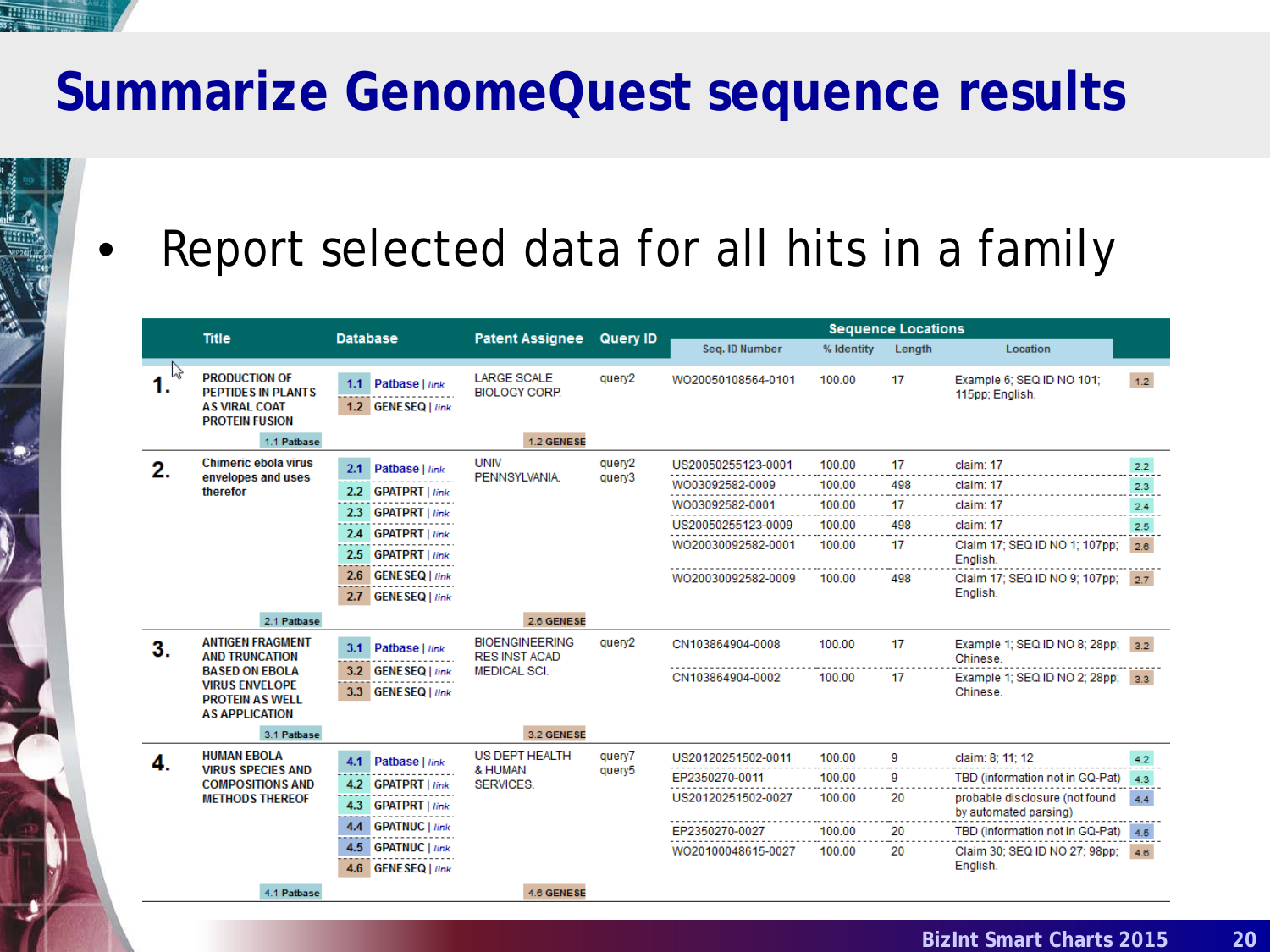# Summarize GenomeQuest sequence results

- Report selected data for all hits in a family

| | Title | Database | Patent Assignee | Query ID | Sequence Locations | | | | |
|---|---|---|---|---|---|---|---|---|---|
| | | | | | Seq. ID Number | % Identity | Length | Location | |
| 1. | PRODUCTION OF PEPTIDES IN PLANTS AS VIRAL COAT PROTEIN FUSION | 1.1 Patbase \| link<br>1.2 GENESEQ \| link | LARGE SCALE BIOLOGY CORP. | query2 | WO20050108564-0101 | 100.00 | 17 | Example 6; SEQ ID NO 101; 115pp; English. | 1.2 |
| | 1.1 Patbase | | 1.2 GENESE | | | | | | |
| 2. | Chimeric ebola virus envelopes and uses therefor | 2.1 Patbase \| link<br>2.2 GPATPRT \| link<br>2.3 GPATPRT \| link<br>2.4 GPATPRT \| link<br>2.5 GPATPRT \| link<br>2.6 GENESEQ \| link<br>2.7 GENESEQ \| link | UNIV PENNSYLVANIA. | query2<br>query3 | US20050255123-0001 | 100.00 | 17 | claim: 17 | 2.2 |
| | | | | | WO03092582-0009 | 100.00 | 498 | claim: 17 | 2.3 |
| | | | | | WO03092582-0001 | 100.00 | 17 | claim: 17 | 2.4 |
| | | | | | US20050255123-0009 | 100.00 | 498 | claim: 17 | 2.5 |
| | | | | | WO20030092582-0001 | 100.00 | 17 | Claim 17; SEQ ID NO 1; 107pp; English. | 2.6 |
| | | | | | WO20030092582-0009 | 100.00 | 498 | Claim 17; SEQ ID NO 9; 107pp; English. | 2.7 |
| | 2.1 Patbase | | 2.6 GENESE | | | | | | |
| 3. | ANTIGEN FRAGMENT AND TRUNCATION BASED ON EBOLA VIRUS ENVELOPE PROTEIN AS WELL AS APPLICATION | 3.1 Patbase \| link<br>3.2 GENESEQ \| link<br>3.3 GENESEQ \| link | BIOENGINEERING RES INST ACAD MEDICAL SCI. | query2 | CN103864904-0008 | 100.00 | 17 | Example 1; SEQ ID NO 8; 28pp; Chinese. | 3.2 |
| | | | | | CN103864904-0002 | 100.00 | 17 | Example 1; SEQ ID NO 2; 28pp; Chinese. | 3.3 |
| | 3.1 Patbase | | 3.2 GENESE | | | | | | |
| 4. | HUMAN EBOLA VIRUS SPECIES AND COMPOSITIONS AND METHODS THEREOF | 4.1 Patbase \| link<br>4.2 GPATPRT \| link<br>4.3 GPATPRT \| link<br>4.4 GPATNUC \| link<br>4.5 GPATNUC \| link<br>4.6 GENESEQ \| link | US DEPT HEALTH & HUMAN SERVICES. | query7<br>query5 | US20120251502-0011 | 100.00 | 9 | claim: 8; 11; 12 | 4.2 |
| | | | | | EP2350270-0011 | 100.00 | 9 | TBD (information not in GQ-Pat) | 4.3 |
| | | | | | US20120251502-0027 | 100.00 | 20 | probable disclosure (not found by automated parsing) | 4.4 |
| | | | | | EP2350270-0027 | 100.00 | 20 | TBD (information not in GQ-Pat) | 4.5 |
| | | | | | WO20100048615-0027 | 100.00 | 20 | Claim 30; SEQ ID NO 27; 98pp; English. | 4.6 |
| | 4.1 Patbase | | 4.6 GENESE | | | | | | |

BizInt Smart Charts 2015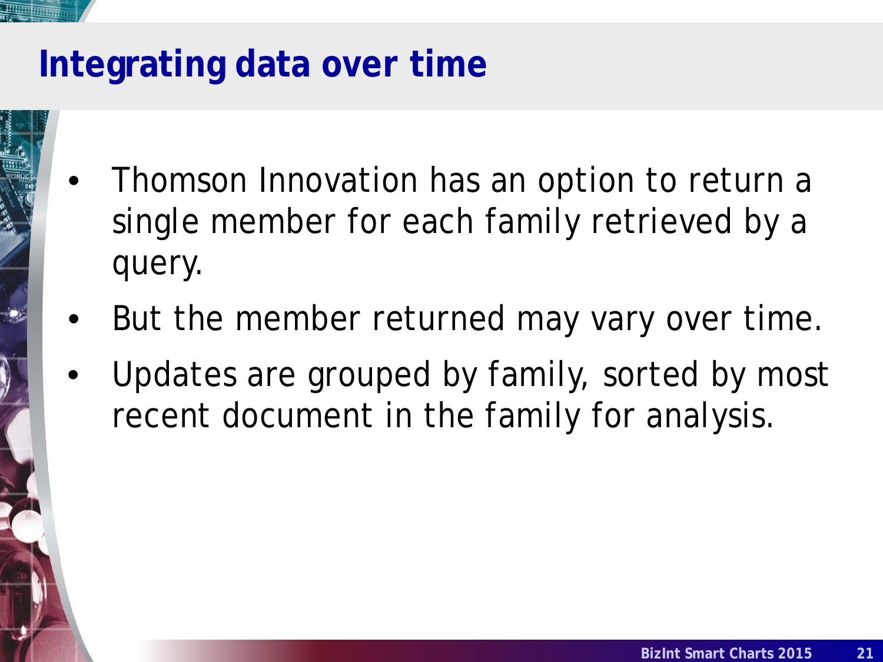# Integrating data over time

- Thomson Innovation has an option to return a single member for each family retrieved by a query.
- But the member returned may vary over time.
- Updates are grouped by family, sorted by most recent document in the family for analysis.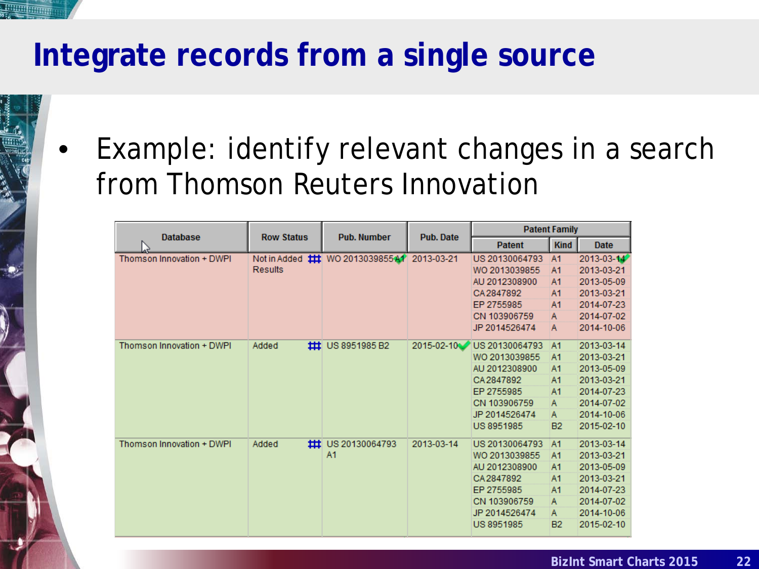# Integrate records from a single source

- Example: identify relevant changes in a search from Thomson Reuters Innovation

| Database | Row Status | Pub. Number | Pub. Date | Patent Family | | |
|---|---|---|---|---|---|---|
| | | | | Patent | Kind | Date |
| Thomson Innovation + DWPI | Not in Added Results | WO 2013039855 A1 | 2013-03-21 | US 20130064793 | A1 | 2013-03-14 |
| | | | | WO 2013039855 | A1 | 2013-03-21 |
| | | | | AU 2012308900 | A1 | 2013-05-09 |
| | | | | CA 2847892 | A1 | 2013-03-21 |
| | | | | EP 2755985 | A1 | 2014-07-23 |
| | | | | CN 103906759 | A | 2014-07-02 |
| | | | | JP 2014526474 | A | 2014-10-06 |
| Thomson Innovation + DWPI | Added | US 8951985 B2 | 2015-02-10 | US 20130064793 | A1 | 2013-03-14 |
| | | | | WO 2013039855 | A1 | 2013-03-21 |
| | | | | AU 2012308900 | A1 | 2013-05-09 |
| | | | | CA 2847892 | A1 | 2013-03-21 |
| | | | | EP 2755985 | A1 | 2014-07-23 |
| | | | | CN 103906759 | A | 2014-07-02 |
| | | | | JP 2014526474 | A | 2014-10-06 |
| | | | | US 8951985 | B2 | 2015-02-10 |
| Thomson Innovation + DWPI | Added | US 20130064793 A1 | 2013-03-14 | US 20130064793 | A1 | 2013-03-14 |
| | | | | WO 2013039855 | A1 | 2013-03-21 |
| | | | | AU 2012308900 | A1 | 2013-05-09 |
| | | | | CA 2847892 | A1 | 2013-03-21 |
| | | | | EP 2755985 | A1 | 2014-07-23 |
| | | | | CN 103906759 | A | 2014-07-02 |
| | | | | JP 2014526474 | A | 2014-10-06 |
| | | | | US 8951985 | B2 | 2015-02-10 |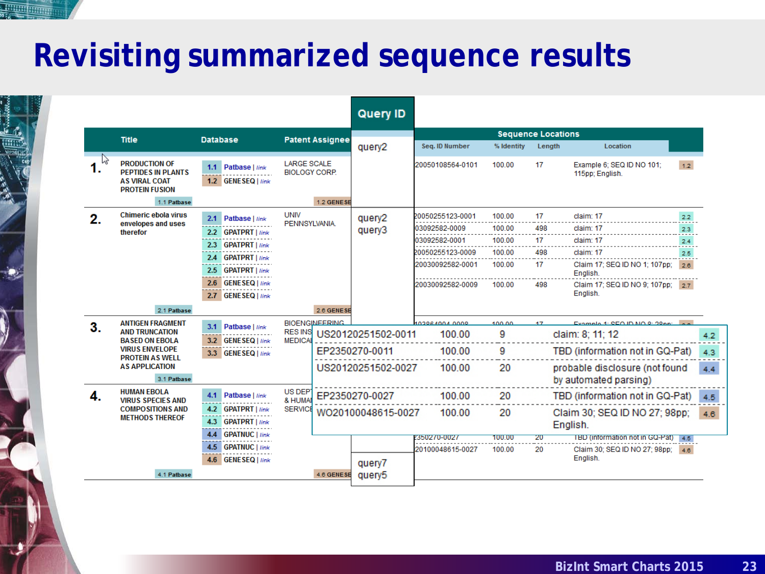# Revisiting summarized sequence results

| # | Title | Database | Patent Assignee | Query ID | Seq. ID Number | % Identity | Length | Location | |
|---|---|---|---|---|---|---|---|---|---|
| 1. | PRODUCTION OF PEPTIDES IN PLANTS AS VIRAL COAT PROTEIN FUSION | 1.1 Patbase \| link | LARGE SCALE BIOLOGY CORP. | query2 | 20050108564-0101 | 100.00 | 17 | Example 6; SEQ ID NO 101; 115pp; English. | 1.2 |
| | | 1.2 GENESEQ \| link | | | | | | | |
| 2. | Chimeric ebola virus envelopes and uses therefor | 2.1 Patbase \| link | UNIV PENNSYLVANIA. | query2 query3 | 20050255123-0001 | 100.00 | 17 | claim: 17 | 2.2 |
| | | 2.2 GPATPRT \| link | | | 03092582-0009 | 100.00 | 498 | claim: 17 | 2.3 |
| | | 2.3 GPATPRT \| link | | | 03092582-0001 | 100.00 | 17 | claim: 17 | 2.4 |
| | | 2.4 GPATPRT \| link | | | 20050255123-0009 | 100.00 | 498 | claim: 17 | 2.5 |
| | | 2.5 GPATPRT \| link | | | 20030092582-0001 | 100.00 | 17 | Claim 17; SEQ ID NO 1; 107pp; English. | 2.6 |
| | | 2.6 GENESEQ \| link | | | 20030092582-0009 | 100.00 | 498 | Claim 17; SEQ ID NO 9; 107pp; English. | 2.7 |
| | | 2.7 GENESEQ \| link | | | | | | | |
| 3. | ANTIGEN FRAGMENT AND TRUNCATION BASED ON EBOLA VIRUS ENVELOPE PROTEIN AS WELL AS APPLICATION | 3.1 Patbase \| link | BIOENGINEERING RES INS... MEDICAL... | | | | | | |
| | | 3.2 GENESEQ \| link | | | | | | | |
| | | 3.3 GENESEQ \| link | | | | | | | |
| 4. | HUMAN EBOLA VIRUS SPECIES AND COMPOSITIONS AND METHODS THEREOF | 4.1 Patbase \| link | US DEPT... & HUMAN... SERVICE... | query7 query5 | US20120251502-0011 | 100.00 | 9 | claim: 8; 11; 12 | 4.2 |
| | | 4.2 GPATPRT \| link | | | EP2350270-0011 | 100.00 | 9 | TBD (information not in GQ-Pat) | 4.3 |
| | | 4.3 GPATPRT \| link | | | US20120251502-0027 | 100.00 | 20 | probable disclosure (not found by automated parsing) | 4.4 |
| | | 4.4 GPATNUC \| link | | | EP2350270-0027 | 100.00 | 20 | TBD (information not in GQ-Pat) | 4.5 |
| | | 4.5 GPATNUC \| link | | | WO20100048615-0027 | 100.00 | 20 | Claim 30; SEQ ID NO 27; 98pp; English. | 4.6 |
| | | 4.6 GENESEQ \| link | | | | | | | |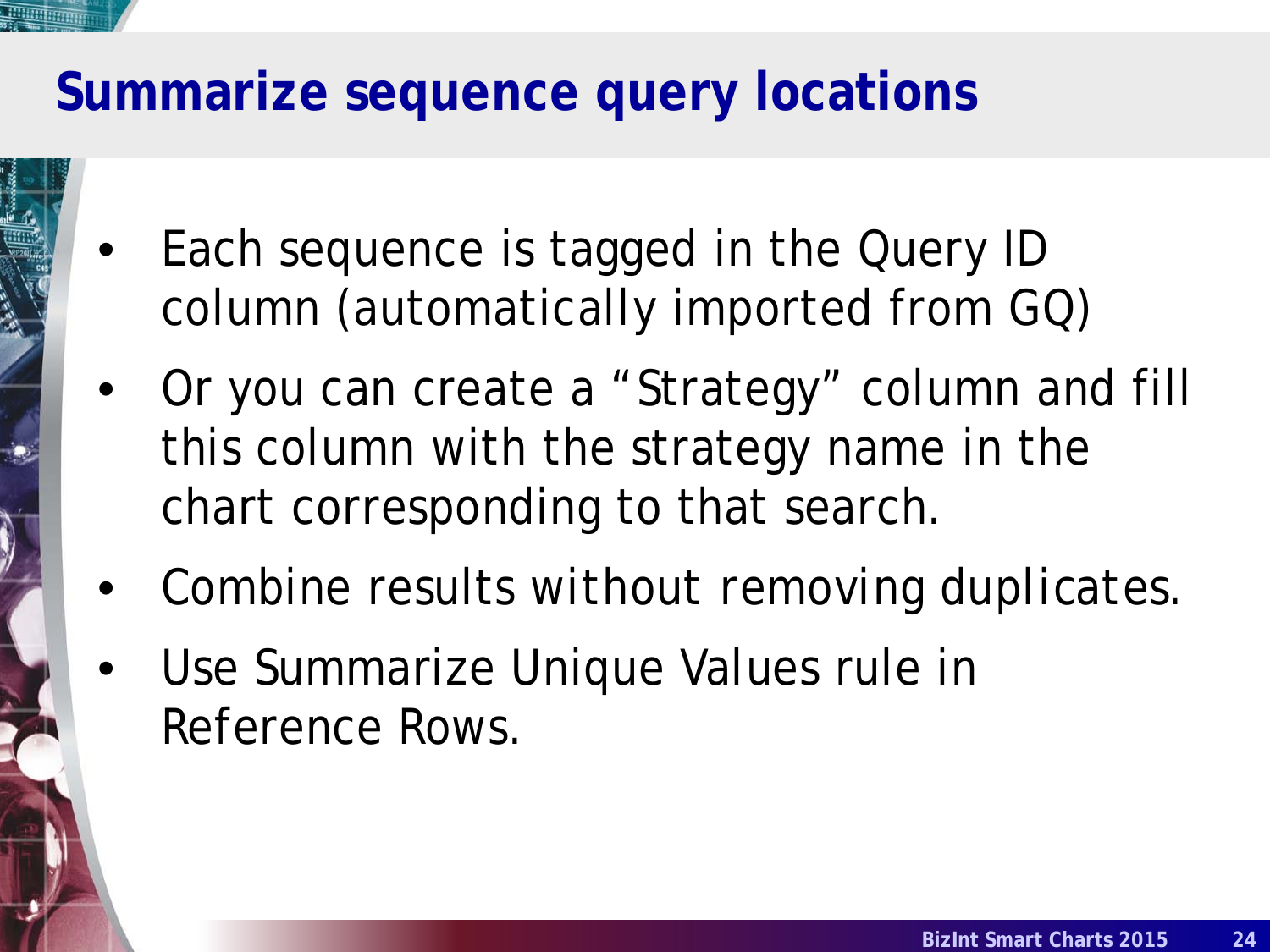# Summarize sequence query locations

- Each sequence is tagged in the Query ID column (automatically imported from GQ)
- Or you can create a “Strategy” column and fill this column with the strategy name in the chart corresponding to that search.
- Combine results without removing duplicates.
- Use Summarize Unique Values rule in Reference Rows.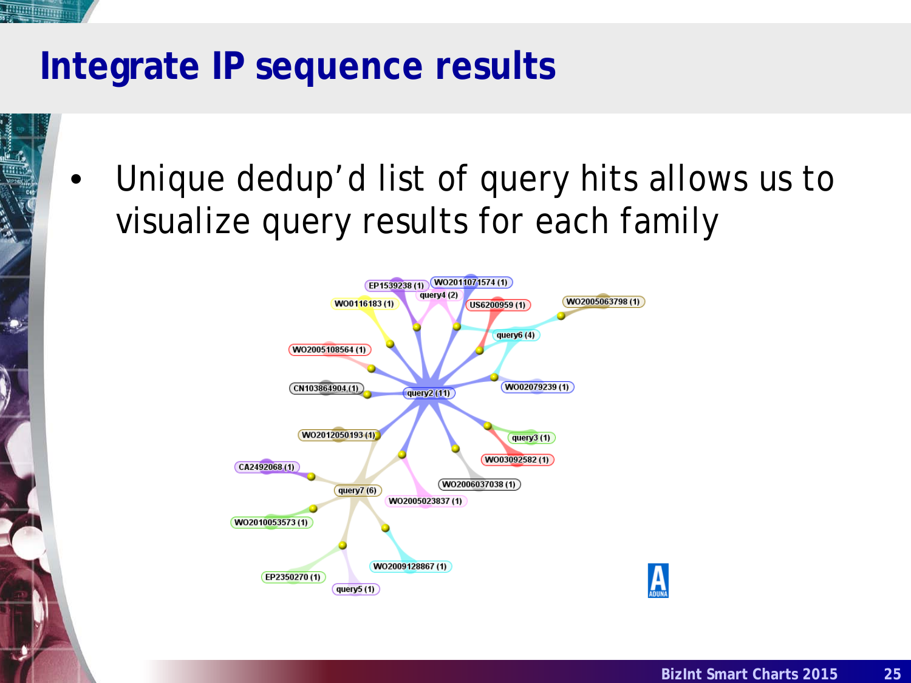# Integrate IP sequence results

- Unique dedup'd list of query hits allows us to visualize query results for each family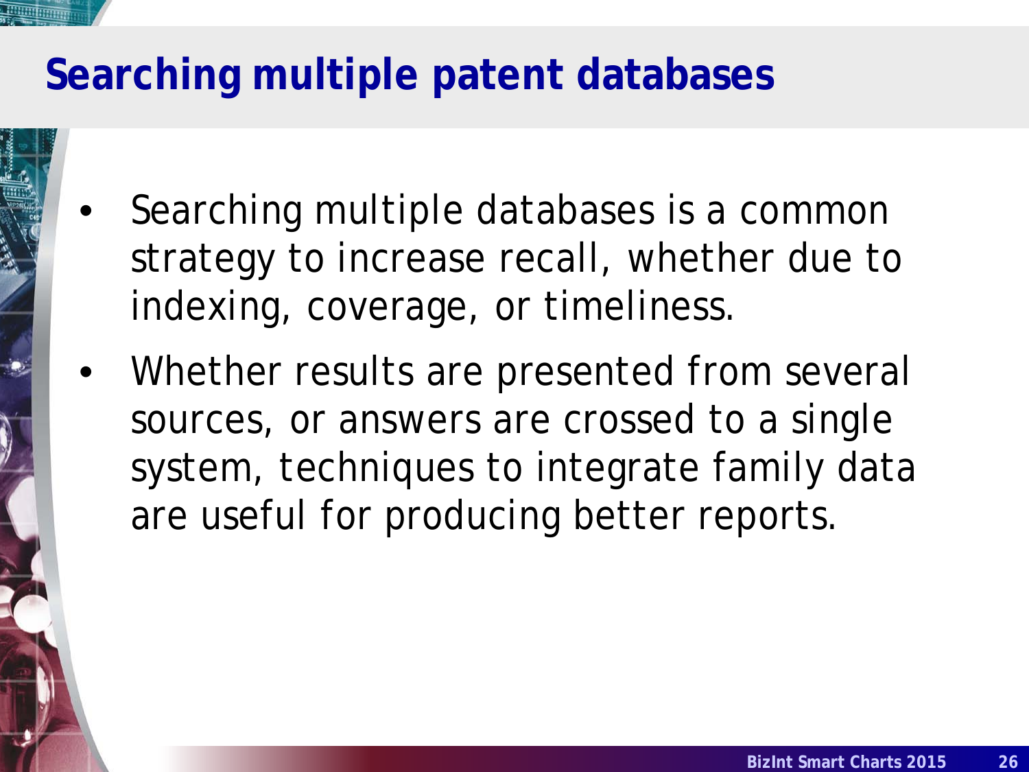# Searching multiple patent databases

- Searching multiple databases is a common strategy to increase recall, whether due to indexing, coverage, or timeliness.
- Whether results are presented from several sources, or answers are crossed to a single system, techniques to integrate family data are useful for producing better reports.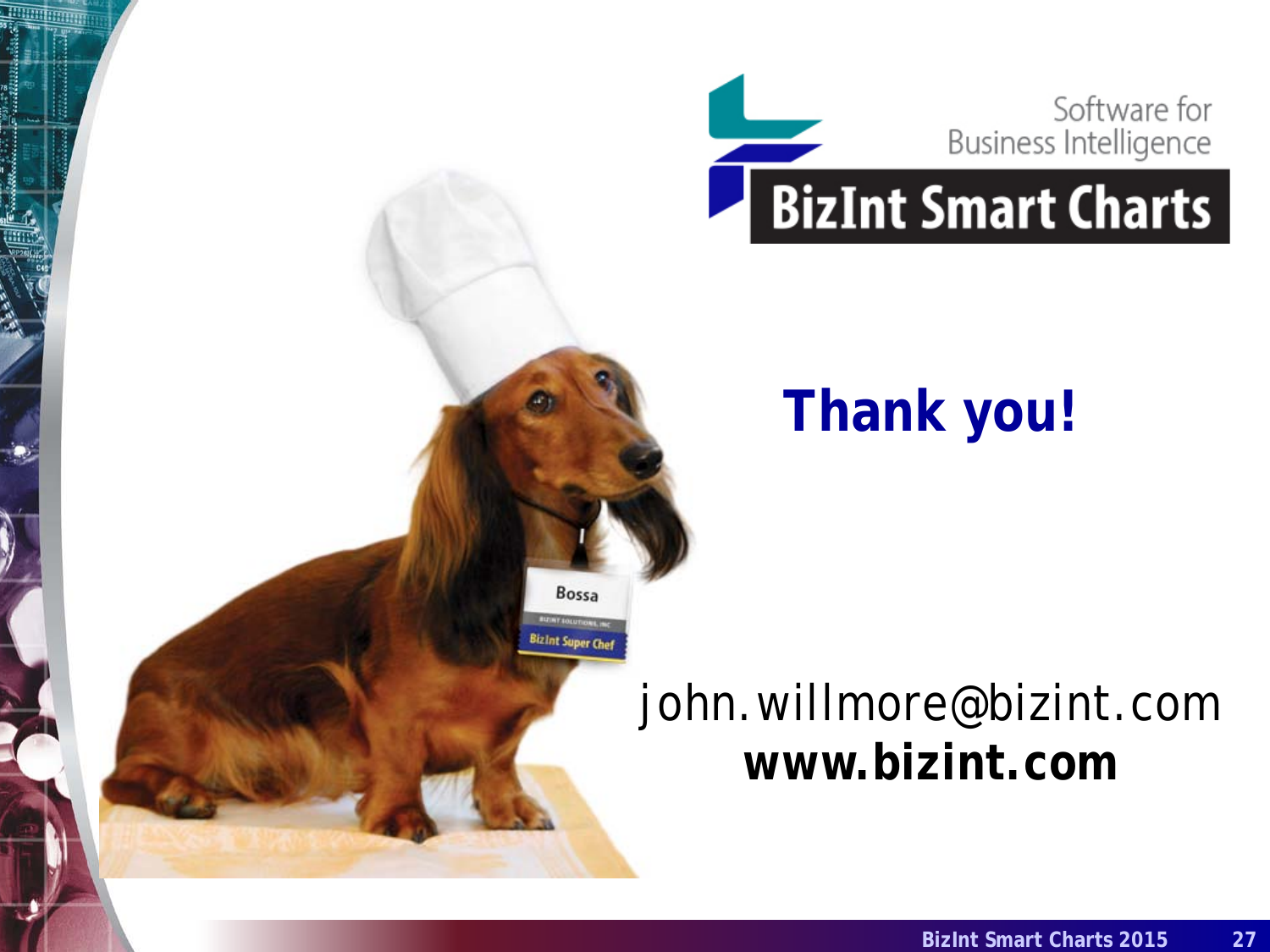Software for Business Intelligence

**BizInt Smart Charts**

# Thank you!

john.willmore@bizint.com

**www.bizint.com**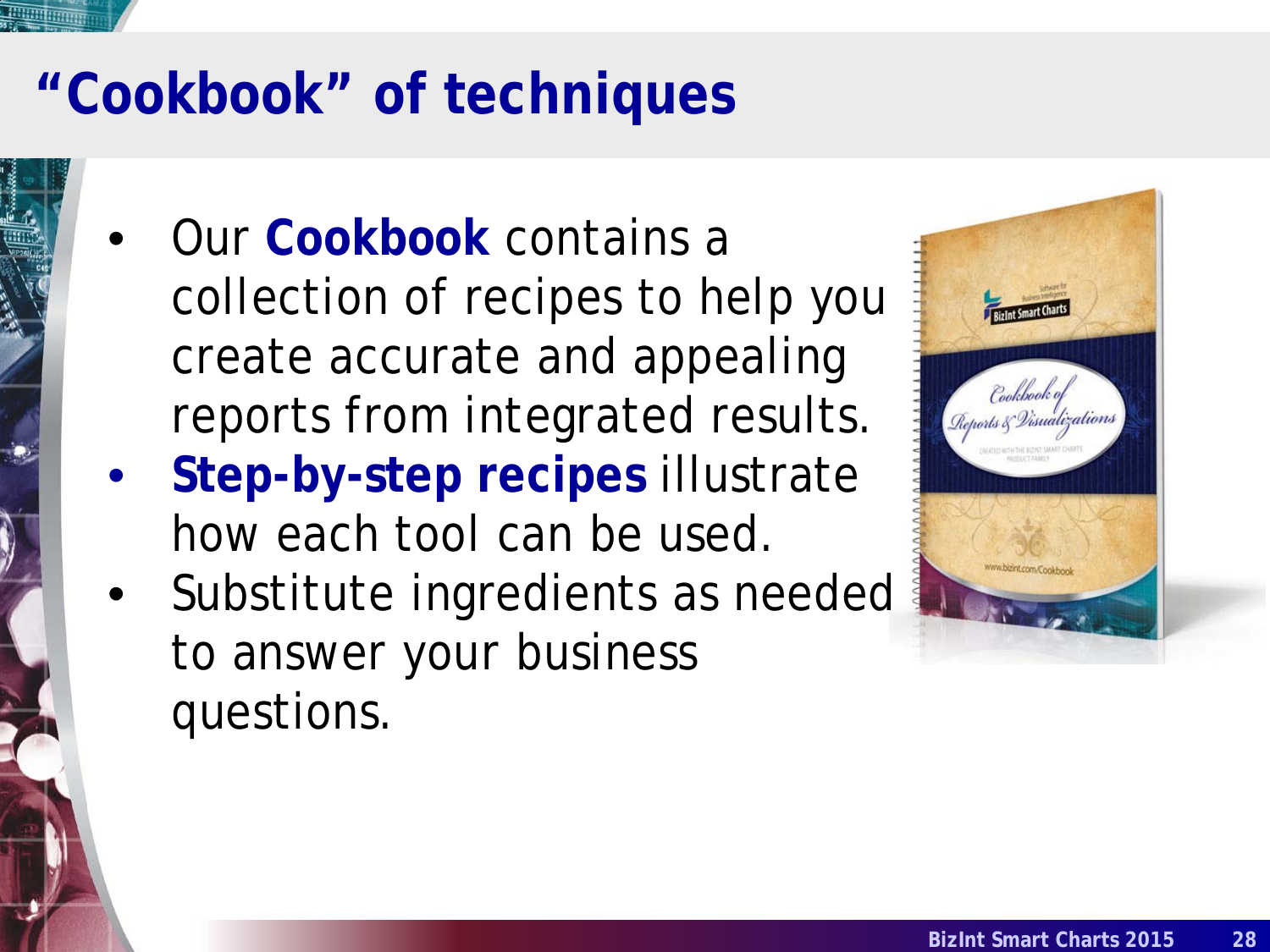# "Cookbook" of techniques

- Our **Cookbook** contains a collection of recipes to help you create accurate and appealing reports from integrated results.
- **Step-by-step recipes** illustrate how each tool can be used.
- Substitute ingredients as needed to answer your business questions.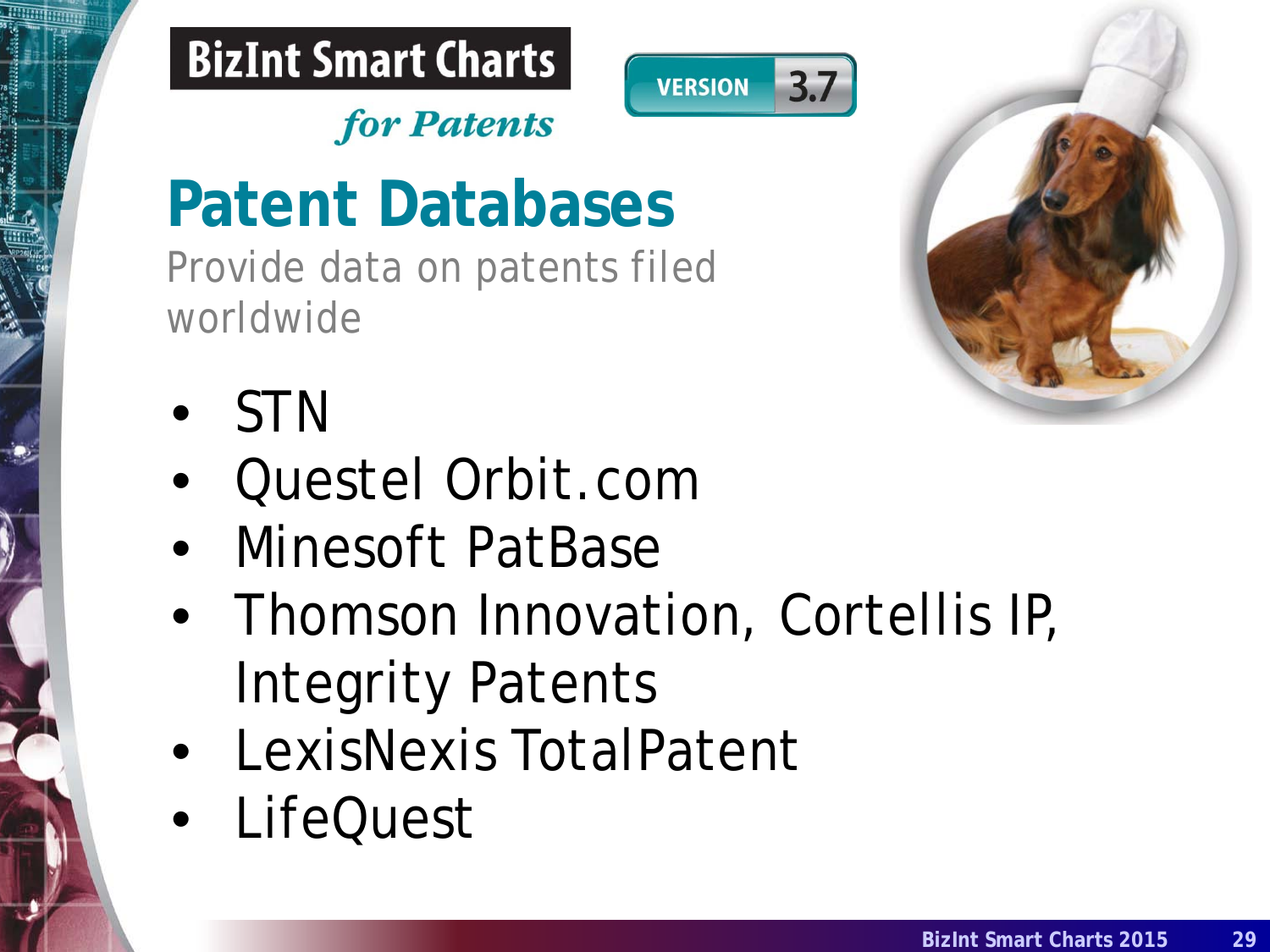**BizInt Smart Charts**

*for Patents*

VERSION 3.7

# Patent Databases

Provide data on patents filed worldwide

- STN
- Questel Orbit.com
- Minesoft PatBase
- Thomson Innovation, Cortellis IP, Integrity Patents
- LexisNexis TotalPatent
- LifeQuest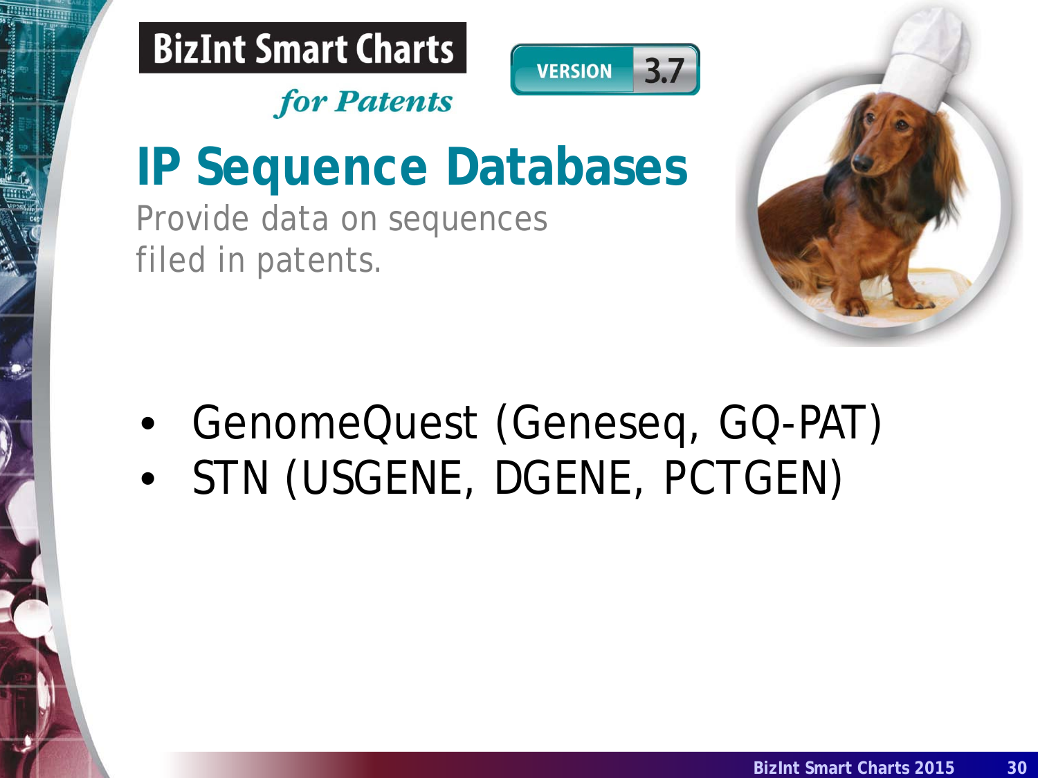BizInt Smart Charts

*for Patents*

VERSION 3.7

# IP Sequence Databases

Provide data on sequences filed in patents.

- GenomeQuest (Geneseq, GQ-PAT)
- STN (USGENE, DGENE, PCTGEN)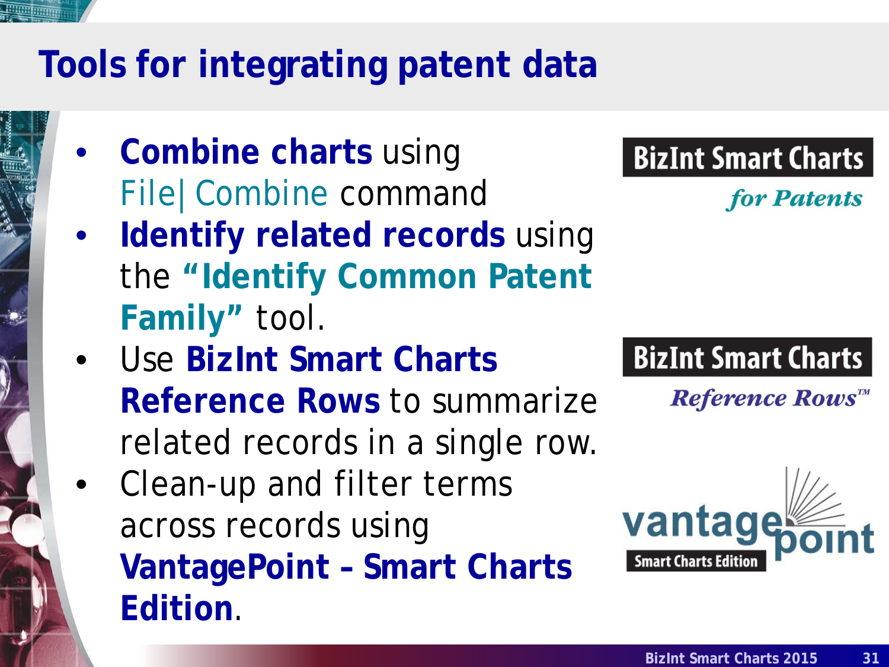# Tools for integrating patent data

- **Combine charts** using File| Combine command
- **Identify related records** using the **"Identify Common Patent Family"** tool.
- Use **BizInt Smart Charts Reference Rows** to summarize related records in a single row.
- Clean-up and filter terms across records using **VantagePoint – Smart Charts Edition**.

BizInt Smart Charts

*for Patents*

BizInt Smart Charts

*Reference Rows™*

vantage point

Smart Charts Edition